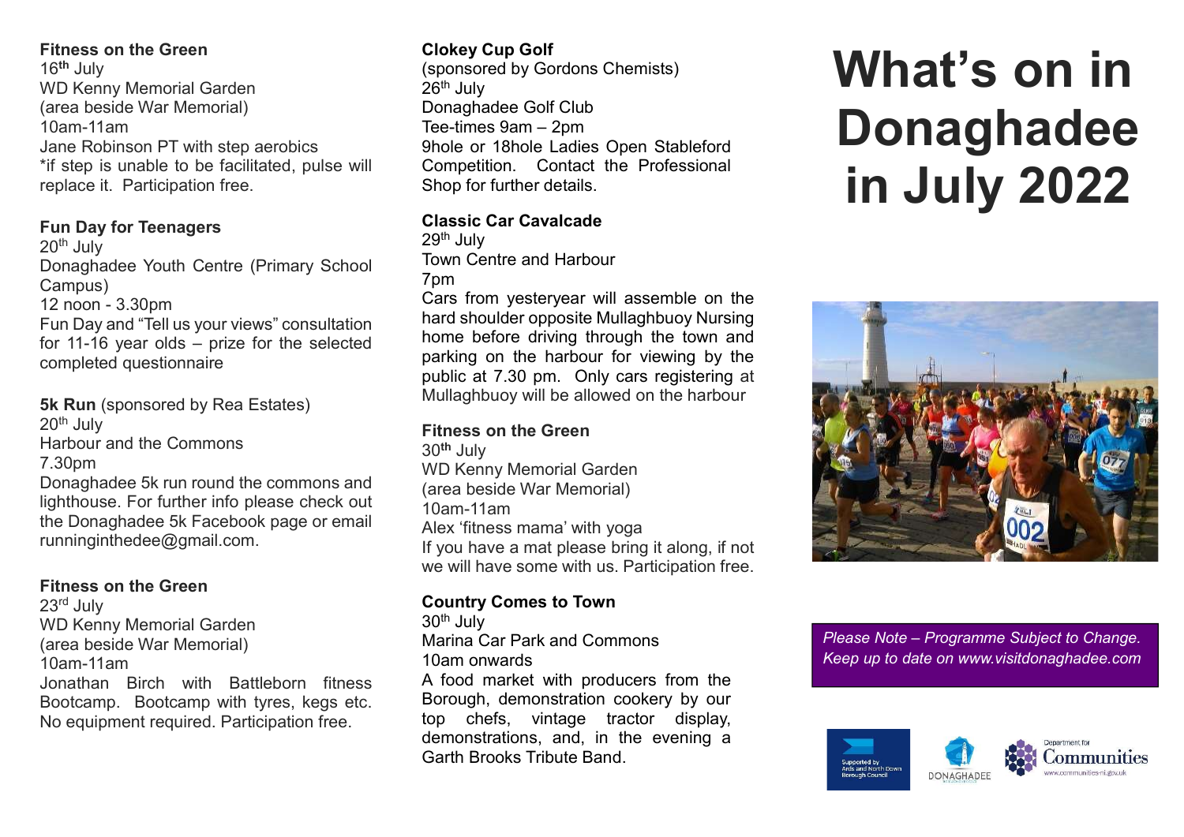# What's on in Donaghadee in July 2022

**Fitness on the Green**
16th July
WD Kenny Memorial Garden
(area beside War Memorial)
10am-11am
Jane Robinson PT with step aerobics
*if step is unable to be facilitated, pulse will replace it. Participation free.

**Fun Day for Teenagers**
20th July
Donaghadee Youth Centre (Primary School Campus)
12 noon - 3.30pm
Fun Day and "Tell us your views" consultation for 11-16 year olds – prize for the selected completed questionnaire

**5k Run** (sponsored by Rea Estates)
20th July
Harbour and the Commons
7.30pm
Donaghadee 5k run round the commons and lighthouse. For further info please check out the Donaghadee 5k Facebook page or email runninginthedee@gmail.com.

**Fitness on the Green**
23rd July
WD Kenny Memorial Garden
(area beside War Memorial)
10am-11am
Jonathan Birch with Battleborn fitness Bootcamp. Bootcamp with tyres, kegs etc. No equipment required. Participation free.

**Clokey Cup Golf**
(sponsored by Gordons Chemists)
26th July
Donaghadee Golf Club
Tee-times 9am – 2pm
9hole or 18hole Ladies Open Stableford Competition. Contact the Professional Shop for further details.

**Classic Car Cavalcade**
29th July
Town Centre and Harbour
7pm
Cars from yesteryear will assemble on the hard shoulder opposite Mullaghbuoy Nursing home before driving through the town and parking on the harbour for viewing by the public at 7.30 pm. Only cars registering at Mullaghbuoy will be allowed on the harbour

**Fitness on the Green**
30th July
WD Kenny Memorial Garden
(area beside War Memorial)
10am-11am
Alex 'fitness mama' with yoga
If you have a mat please bring it along, if not we will have some with us. Participation free.

**Country Comes to Town**
30th July
Marina Car Park and Commons
10am onwards
A food market with producers from the Borough, demonstration cookery by our top chefs, vintage tractor display, demonstrations, and, in the evening a Garth Brooks Tribute Band.

*Please Note – Programme Subject to Change. Keep up to date on www.visitdonaghadee.com*

Supported by Ards and North Down Borough Council

DONAGHADEE

Department for Communities
www.communities-ni.gov.uk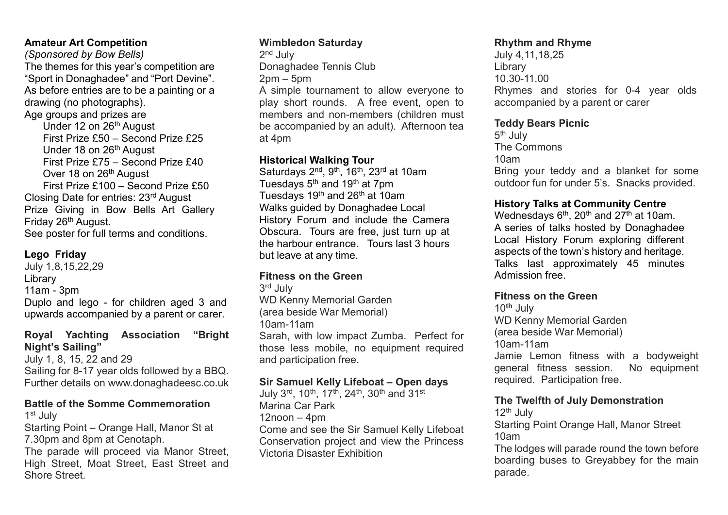**Amateur Art Competition**

*(Sponsored by Bow Bells)*

The themes for this year's competition are "Sport in Donaghadee" and "Port Devine". As before entries are to be a painting or a drawing (no photographs).

Age groups and prizes are

Under 12 on 26th August
First Prize £50 – Second Prize £25
Under 18 on 26th August
First Prize £75 – Second Prize £40
Over 18 on 26th August
First Prize £100 – Second Prize £50

Closing Date for entries: 23rd August
Prize Giving in Bow Bells Art Gallery Friday 26th August.
See poster for full terms and conditions.

**Lego Friday**

July 1,8,15,22,29
Library
11am - 3pm
Duplo and lego - for children aged 3 and upwards accompanied by a parent or carer.

**Royal Yachting Association "Bright Night's Sailing"**

July 1, 8, 15, 22 and 29
Sailing for 8-17 year olds followed by a BBQ. Further details on www.donaghadeesc.co.uk

**Battle of the Somme Commemoration**

1st July
Starting Point – Orange Hall, Manor St at 7.30pm and 8pm at Cenotaph.
The parade will proceed via Manor Street, High Street, Moat Street, East Street and Shore Street.

**Wimbledon Saturday**

2nd July
Donaghadee Tennis Club
2pm – 5pm
A simple tournament to allow everyone to play short rounds. A free event, open to members and non-members (children must be accompanied by an adult). Afternoon tea at 4pm

**Historical Walking Tour**

Saturdays 2nd, 9th, 16th, 23rd at 10am
Tuesdays 5th and 19th at 7pm
Tuesdays 19th and 26th at 10am
Walks guided by Donaghadee Local History Forum and include the Camera Obscura. Tours are free, just turn up at the harbour entrance. Tours last 3 hours but leave at any time.

**Fitness on the Green**

3rd July
WD Kenny Memorial Garden
(area beside War Memorial)
10am-11am
Sarah, with low impact Zumba. Perfect for those less mobile, no equipment required and participation free.

**Sir Samuel Kelly Lifeboat – Open days**

July 3rd, 10th, 17th, 24th, 30th and 31st
Marina Car Park
12noon – 4pm
Come and see the Sir Samuel Kelly Lifeboat Conservation project and view the Princess Victoria Disaster Exhibition

**Rhythm and Rhyme**

July 4,11,18,25
Library
10.30-11.00
Rhymes and stories for 0-4 year olds accompanied by a parent or carer

**Teddy Bears Picnic**

5th July
The Commons
10am
Bring your teddy and a blanket for some outdoor fun for under 5's. Snacks provided.

**History Talks at Community Centre**

Wednesdays 6th, 20th and 27th at 10am.
A series of talks hosted by Donaghadee Local History Forum exploring different aspects of the town's history and heritage. Talks last approximately 45 minutes Admission free.

**Fitness on the Green**

10**th** July
WD Kenny Memorial Garden
(area beside War Memorial)
10am-11am
Jamie Lemon fitness with a bodyweight general fitness session. No equipment required. Participation free.

**The Twelfth of July Demonstration**

12th July
Starting Point Orange Hall, Manor Street
10am
The lodges will parade round the town before boarding buses to Greyabbey for the main parade.